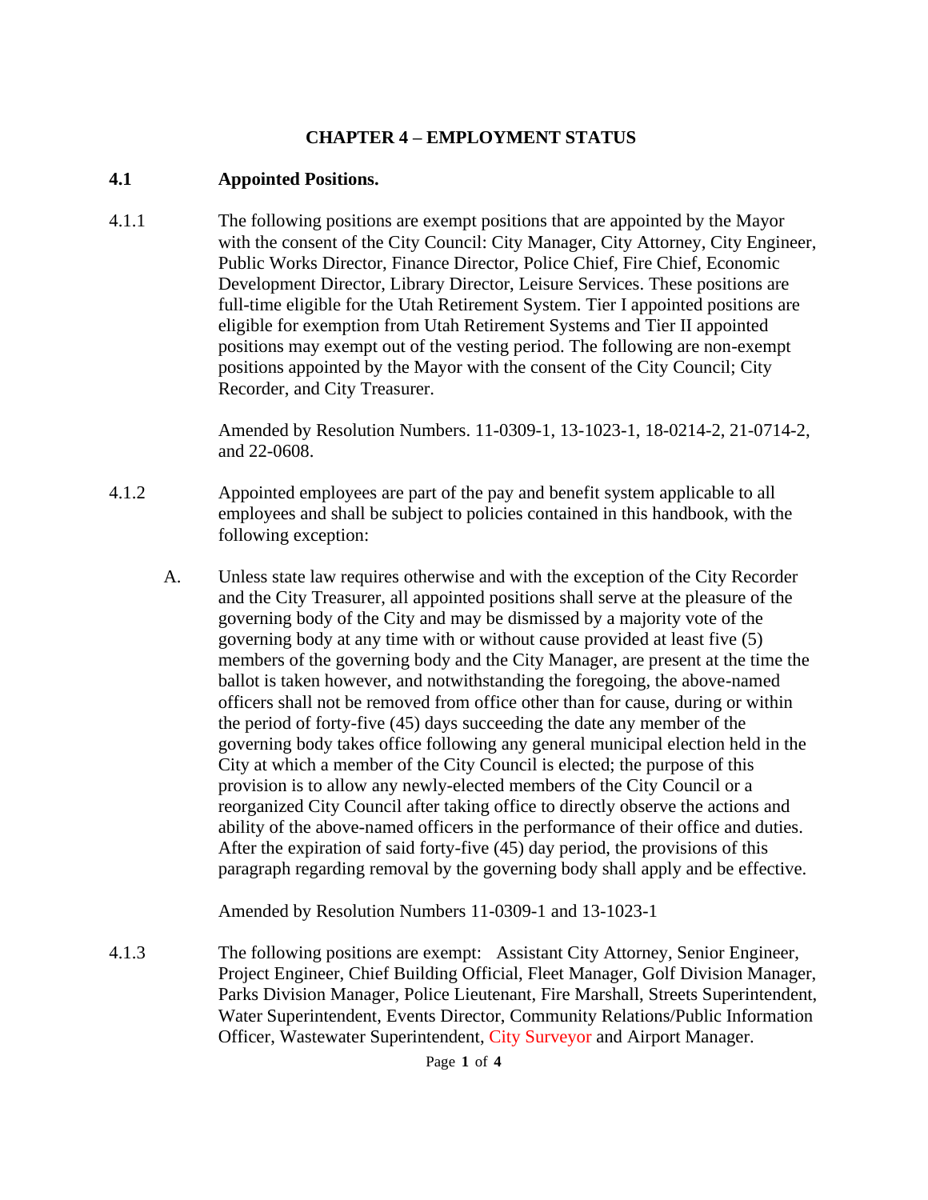# CHAPTER 4 – EMPLOYMENT STATUS

## 4.1 Appointed Positions.

4.1.1 The following positions are exempt positions that are appointed by the Mayor with the consent of the City Council: City Manager, City Attorney, City Engineer, Public Works Director, Finance Director, Police Chief, Fire Chief, Economic Development Director, Library Director, Leisure Services. These positions are full-time eligible for the Utah Retirement System. Tier I appointed positions are eligible for exemption from Utah Retirement Systems and Tier II appointed positions may exempt out of the vesting period. The following are non-exempt positions appointed by the Mayor with the consent of the City Council; City Recorder, and City Treasurer.

Amended by Resolution Numbers. 11-0309-1, 13-1023-1, 18-0214-2, 21-0714-2, and 22-0608.

4.1.2 Appointed employees are part of the pay and benefit system applicable to all employees and shall be subject to policies contained in this handbook, with the following exception:

A. Unless state law requires otherwise and with the exception of the City Recorder and the City Treasurer, all appointed positions shall serve at the pleasure of the governing body of the City and may be dismissed by a majority vote of the governing body at any time with or without cause provided at least five (5) members of the governing body and the City Manager, are present at the time the ballot is taken however, and notwithstanding the foregoing, the above-named officers shall not be removed from office other than for cause, during or within the period of forty-five (45) days succeeding the date any member of the governing body takes office following any general municipal election held in the City at which a member of the City Council is elected; the purpose of this provision is to allow any newly-elected members of the City Council or a reorganized City Council after taking office to directly observe the actions and ability of the above-named officers in the performance of their office and duties. After the expiration of said forty-five (45) day period, the provisions of this paragraph regarding removal by the governing body shall apply and be effective.

Amended by Resolution Numbers 11-0309-1 and 13-1023-1

4.1.3 The following positions are exempt: Assistant City Attorney, Senior Engineer, Project Engineer, Chief Building Official, Fleet Manager, Golf Division Manager, Parks Division Manager, Police Lieutenant, Fire Marshall, Streets Superintendent, Water Superintendent, Events Director, Community Relations/Public Information Officer, Wastewater Superintendent, City Surveyor and Airport Manager.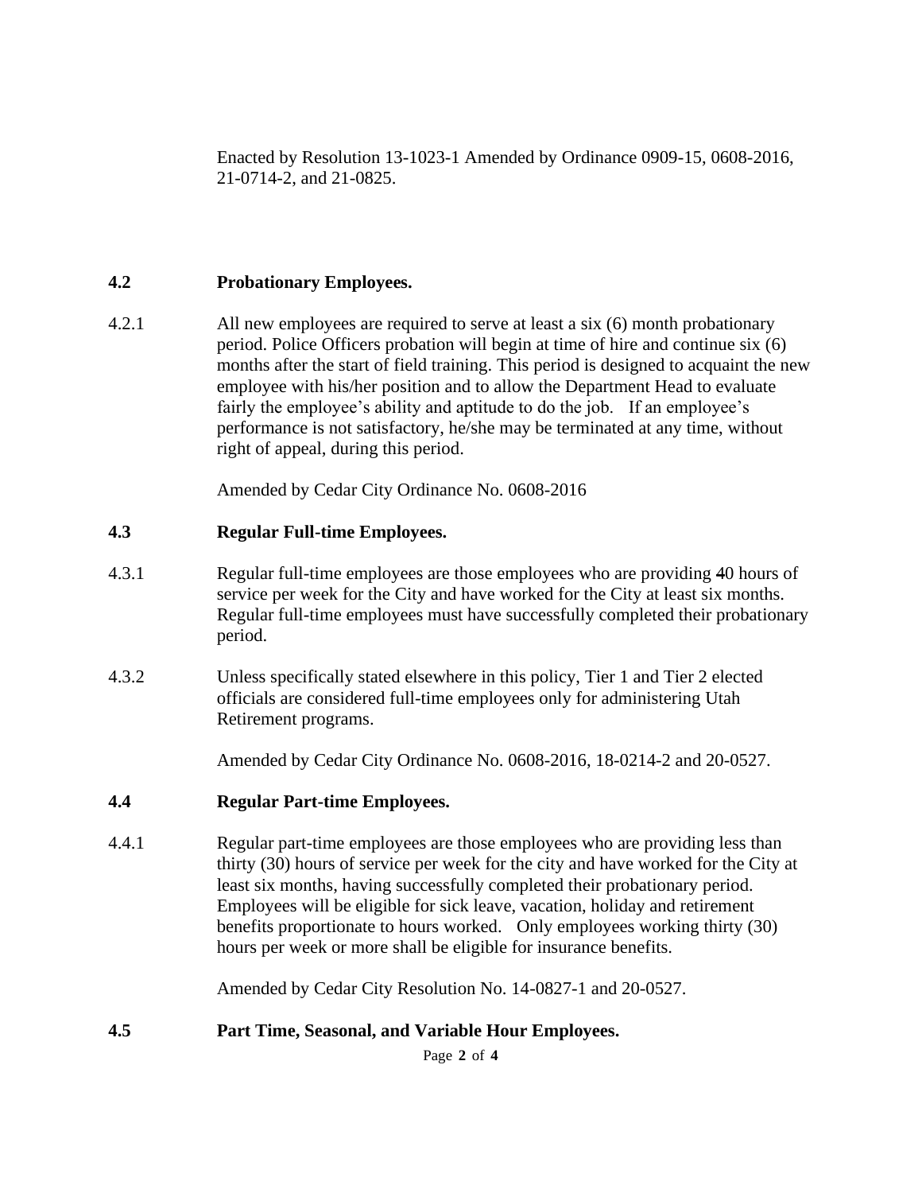Enacted by Resolution 13-1023-1 Amended by Ordinance 0909-15, 0608-2016, 21-0714-2, and 21-0825.

**4.2 Probationary Employees.**

4.2.1 All new employees are required to serve at least a six (6) month probationary period. Police Officers probation will begin at time of hire and continue six (6) months after the start of field training. This period is designed to acquaint the new employee with his/her position and to allow the Department Head to evaluate fairly the employee's ability and aptitude to do the job. If an employee's performance is not satisfactory, he/she may be terminated at any time, without right of appeal, during this period.

Amended by Cedar City Ordinance No. 0608-2016

**4.3 Regular Full-time Employees.**

4.3.1 Regular full-time employees are those employees who are providing 40 hours of service per week for the City and have worked for the City at least six months. Regular full-time employees must have successfully completed their probationary period.

4.3.2 Unless specifically stated elsewhere in this policy, Tier 1 and Tier 2 elected officials are considered full-time employees only for administering Utah Retirement programs.

Amended by Cedar City Ordinance No. 0608-2016, 18-0214-2 and 20-0527.

**4.4 Regular Part-time Employees.**

4.4.1 Regular part-time employees are those employees who are providing less than thirty (30) hours of service per week for the city and have worked for the City at least six months, having successfully completed their probationary period. Employees will be eligible for sick leave, vacation, holiday and retirement benefits proportionate to hours worked. Only employees working thirty (30) hours per week or more shall be eligible for insurance benefits.

Amended by Cedar City Resolution No. 14-0827-1 and 20-0527.

**4.5 Part Time, Seasonal, and Variable Hour Employees.**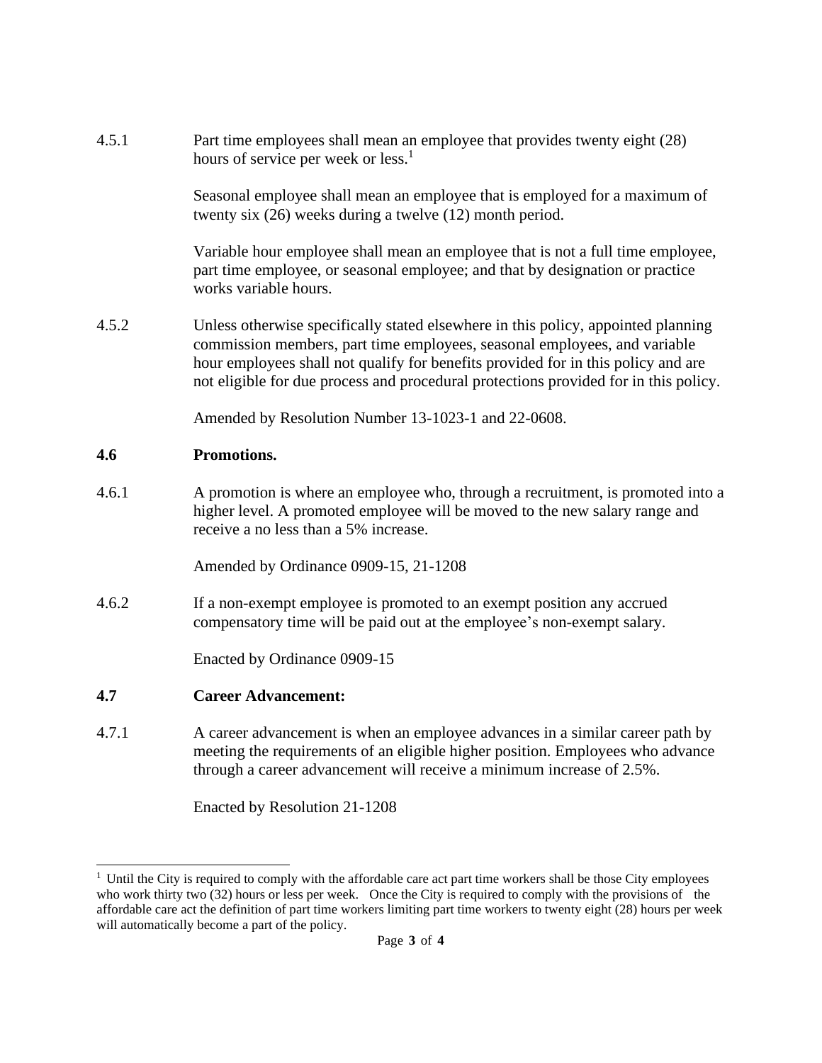4.5.1 Part time employees shall mean an employee that provides twenty eight (28) hours of service per week or less.[1]

Seasonal employee shall mean an employee that is employed for a maximum of twenty six (26) weeks during a twelve (12) month period.

Variable hour employee shall mean an employee that is not a full time employee, part time employee, or seasonal employee; and that by designation or practice works variable hours.

4.5.2 Unless otherwise specifically stated elsewhere in this policy, appointed planning commission members, part time employees, seasonal employees, and variable hour employees shall not qualify for benefits provided for in this policy and are not eligible for due process and procedural protections provided for in this policy.

Amended by Resolution Number 13-1023-1 and 22-0608.

## 4.6 Promotions.

4.6.1 A promotion is where an employee who, through a recruitment, is promoted into a higher level. A promoted employee will be moved to the new salary range and receive a no less than a 5% increase.

Amended by Ordinance 0909-15, 21-1208

4.6.2 If a non-exempt employee is promoted to an exempt position any accrued compensatory time will be paid out at the employee's non-exempt salary.

Enacted by Ordinance 0909-15

## 4.7 Career Advancement:

4.7.1 A career advancement is when an employee advances in a similar career path by meeting the requirements of an eligible higher position. Employees who advance through a career advancement will receive a minimum increase of 2.5%.

Enacted by Resolution 21-1208

---

[1] Until the City is required to comply with the affordable care act part time workers shall be those City employees who work thirty two (32) hours or less per week. Once the City is required to comply with the provisions of the affordable care act the definition of part time workers limiting part time workers to twenty eight (28) hours per week will automatically become a part of the policy.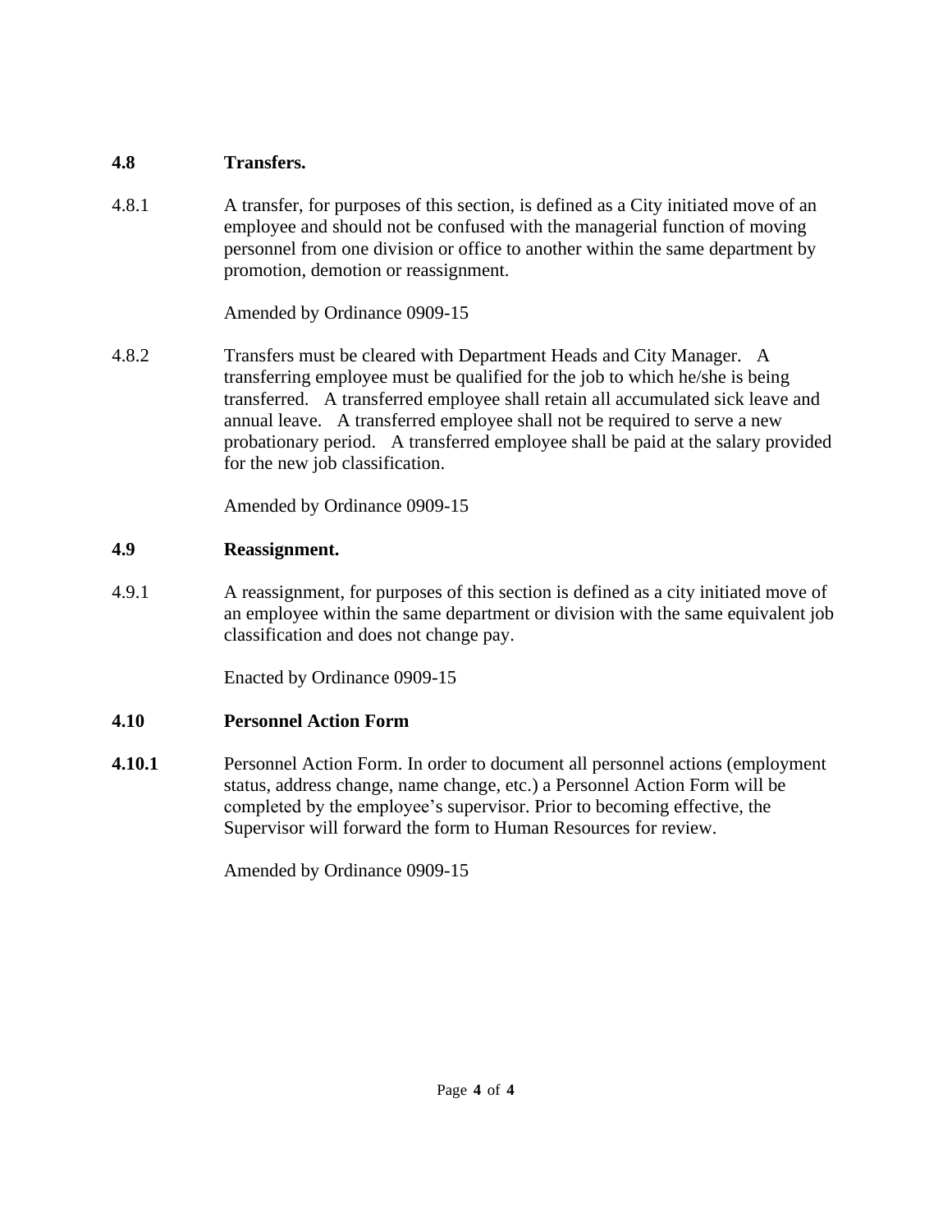## 4.8 Transfers.

4.8.1 A transfer, for purposes of this section, is defined as a City initiated move of an employee and should not be confused with the managerial function of moving personnel from one division or office to another within the same department by promotion, demotion or reassignment.

Amended by Ordinance 0909-15

4.8.2 Transfers must be cleared with Department Heads and City Manager. A transferring employee must be qualified for the job to which he/she is being transferred. A transferred employee shall retain all accumulated sick leave and annual leave. A transferred employee shall not be required to serve a new probationary period. A transferred employee shall be paid at the salary provided for the new job classification.

Amended by Ordinance 0909-15

## 4.9 Reassignment.

4.9.1 A reassignment, for purposes of this section is defined as a city initiated move of an employee within the same department or division with the same equivalent job classification and does not change pay.

Enacted by Ordinance 0909-15

## 4.10 Personnel Action Form

**4.10.1** Personnel Action Form. In order to document all personnel actions (employment status, address change, name change, etc.) a Personnel Action Form will be completed by the employee's supervisor. Prior to becoming effective, the Supervisor will forward the form to Human Resources for review.

Amended by Ordinance 0909-15